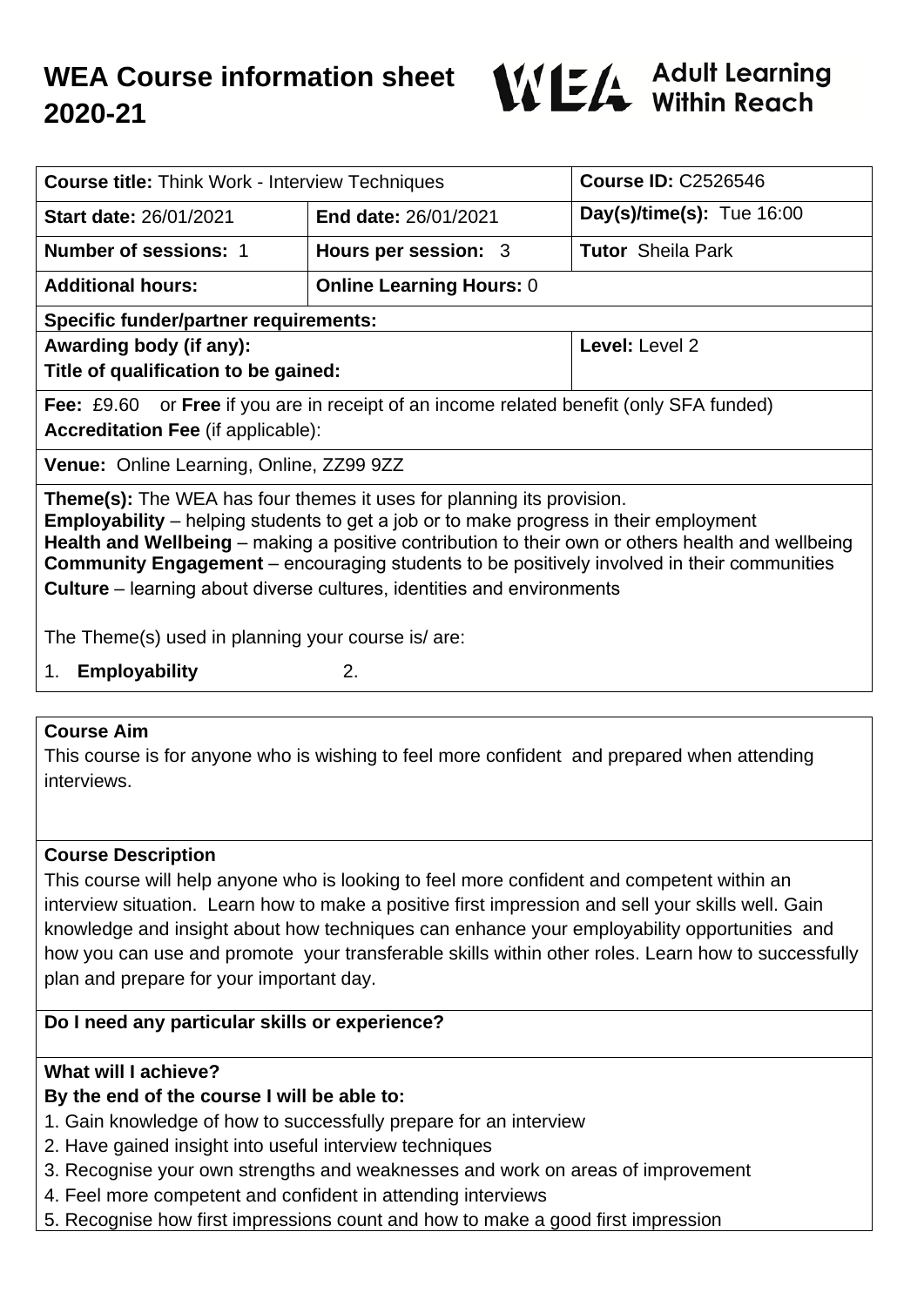# WEA Course information sheet 2020-21

WEA Adult Learning Within Reach

| **Course title:** Think Work - Interview Techniques | | **Course ID:** C2526546 |
|---|---|---|
| **Start date:** 26/01/2021 | **End date:** 26/01/2021 | **Day(s)/time(s):** Tue 16:00 |
| **Number of sessions:** 1 | **Hours per session:** 3 | **Tutor** Sheila Park |
| **Additional hours:** | **Online Learning Hours:** 0 | |
| **Specific funder/partner requirements:** | | |
| **Awarding body (if any):**<br>**Title of qualification to be gained:** | | **Level:** Level 2 |
| **Fee:** £9.60 or **Free** if you are in receipt of an income related benefit (only SFA funded)<br>**Accreditation Fee** (if applicable): | | |
| **Venue:** Online Learning, Online, ZZ99 9ZZ | | |

**Theme(s):** The WEA has four themes it uses for planning its provision.
**Employability** – helping students to get a job or to make progress in their employment
**Health and Wellbeing** – making a positive contribution to their own or others health and wellbeing
**Community Engagement** – encouraging students to be positively involved in their communities
**Culture** – learning about diverse cultures, identities and environments

The Theme(s) used in planning your course is/ are:

1. **Employability** 2.

## Course Aim

This course is for anyone who is wishing to feel more confident and prepared when attending interviews.

## Course Description

This course will help anyone who is looking to feel more confident and competent within an interview situation. Learn how to make a positive first impression and sell your skills well. Gain knowledge and insight about how techniques can enhance your employability opportunities and how you can use and promote your transferable skills within other roles. Learn how to successfully plan and prepare for your important day.

## Do I need any particular skills or experience?

## What will I achieve?

**By the end of the course I will be able to:**

1. Gain knowledge of how to successfully prepare for an interview
2. Have gained insight into useful interview techniques
3. Recognise your own strengths and weaknesses and work on areas of improvement
4. Feel more competent and confident in attending interviews
5. Recognise how first impressions count and how to make a good first impression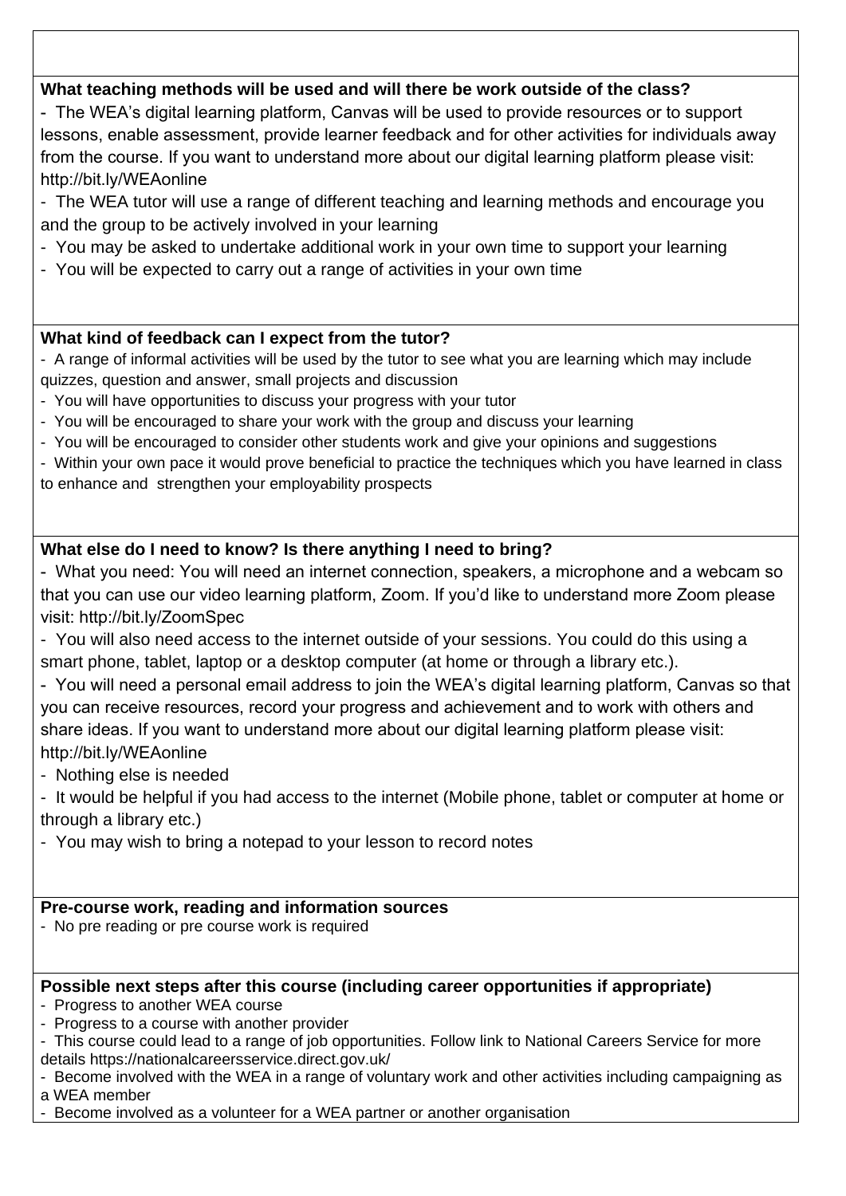**What teaching methods will be used and will there be work outside of the class?**

- The WEA's digital learning platform, Canvas will be used to provide resources or to support lessons, enable assessment, provide learner feedback and for other activities for individuals away from the course. If you want to understand more about our digital learning platform please visit: http://bit.ly/WEAonline
- The WEA tutor will use a range of different teaching and learning methods and encourage you and the group to be actively involved in your learning
- You may be asked to undertake additional work in your own time to support your learning
- You will be expected to carry out a range of activities in your own time

**What kind of feedback can I expect from the tutor?**

- A range of informal activities will be used by the tutor to see what you are learning which may include quizzes, question and answer, small projects and discussion
- You will have opportunities to discuss your progress with your tutor
- You will be encouraged to share your work with the group and discuss your learning
- You will be encouraged to consider other students work and give your opinions and suggestions
- Within your own pace it would prove beneficial to practice the techniques which you have learned in class to enhance and strengthen your employability prospects

**What else do I need to know? Is there anything I need to bring?**

- What you need: You will need an internet connection, speakers, a microphone and a webcam so that you can use our video learning platform, Zoom. If you'd like to understand more Zoom please visit: http://bit.ly/ZoomSpec
- You will also need access to the internet outside of your sessions. You could do this using a smart phone, tablet, laptop or a desktop computer (at home or through a library etc.).
- You will need a personal email address to join the WEA's digital learning platform, Canvas so that you can receive resources, record your progress and achievement and to work with others and share ideas. If you want to understand more about our digital learning platform please visit: http://bit.ly/WEAonline
- Nothing else is needed
- It would be helpful if you had access to the internet (Mobile phone, tablet or computer at home or through a library etc.)
- You may wish to bring a notepad to your lesson to record notes

**Pre-course work, reading and information sources**

- No pre reading or pre course work is required

**Possible next steps after this course (including career opportunities if appropriate)**

- Progress to another WEA course
- Progress to a course with another provider
- This course could lead to a range of job opportunities. Follow link to National Careers Service for more details https://nationalcareersservice.direct.gov.uk/
- Become involved with the WEA in a range of voluntary work and other activities including campaigning as a WEA member
- Become involved as a volunteer for a WEA partner or another organisation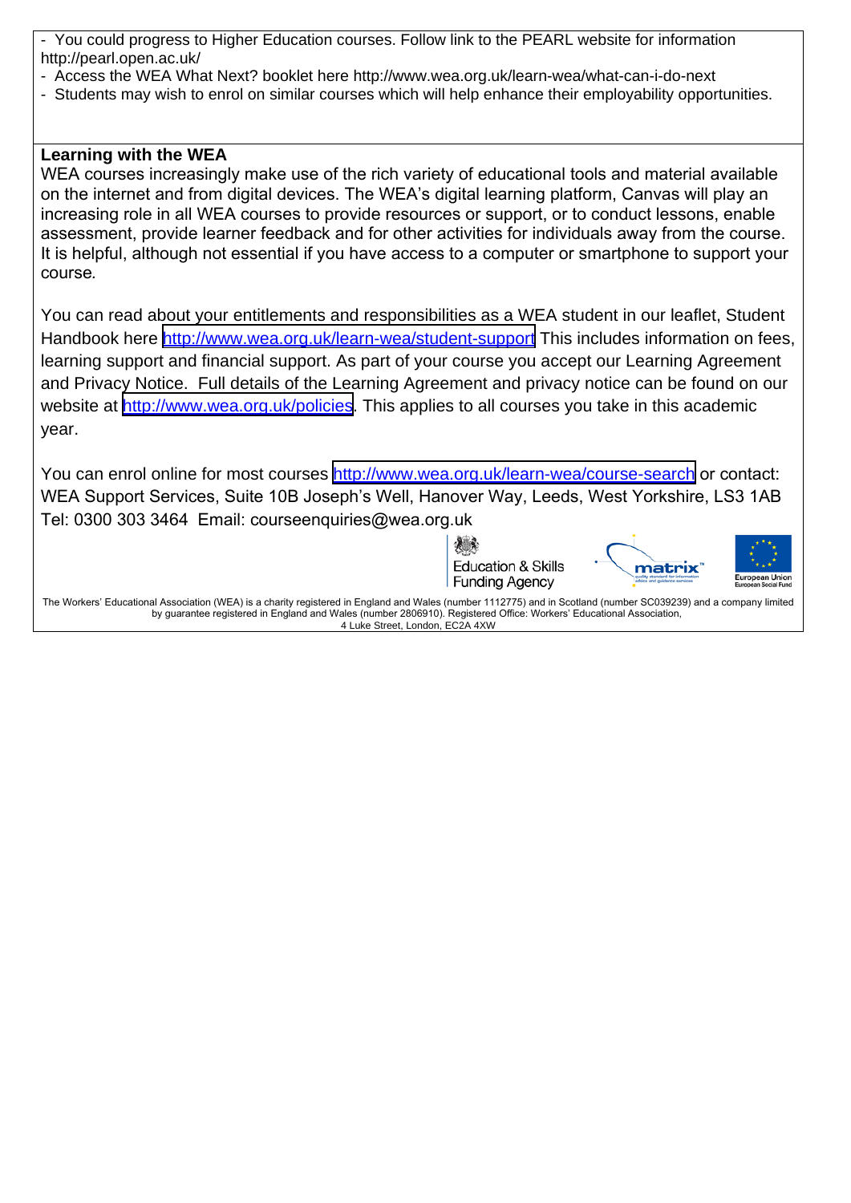- You could progress to Higher Education courses. Follow link to the PEARL website for information http://pearl.open.ac.uk/
- Access the WEA What Next? booklet here http://www.wea.org.uk/learn-wea/what-can-i-do-next
- Students may wish to enrol on similar courses which will help enhance their employability opportunities.

**Learning with the WEA**

WEA courses increasingly make use of the rich variety of educational tools and material available on the internet and from digital devices. The WEA's digital learning platform, Canvas will play an increasing role in all WEA courses to provide resources or support, or to conduct lessons, enable assessment, provide learner feedback and for other activities for individuals away from the course. It is helpful, although not essential if you have access to a computer or smartphone to support your course.

You can read about your entitlements and responsibilities as a WEA student in our leaflet, Student Handbook here http://www.wea.org.uk/learn-wea/student-support This includes information on fees, learning support and financial support. As part of your course you accept our Learning Agreement and Privacy Notice. Full details of the Learning Agreement and privacy notice can be found on our website at http://www.wea.org.uk/policies. This applies to all courses you take in this academic year.

You can enrol online for most courses http://www.wea.org.uk/learn-wea/course-search or contact: WEA Support Services, Suite 10B Joseph's Well, Hanover Way, Leeds, West Yorkshire, LS3 1AB Tel: 0300 303 3464 Email: courseenquiries@wea.org.uk

Education & Skills Funding Agency

matrix

European Union European Social Fund

The Workers' Educational Association (WEA) is a charity registered in England and Wales (number 1112775) and in Scotland (number SC039239) and a company limited by guarantee registered in England and Wales (number 2806910). Registered Office: Workers' Educational Association, 4 Luke Street, London, EC2A 4XW